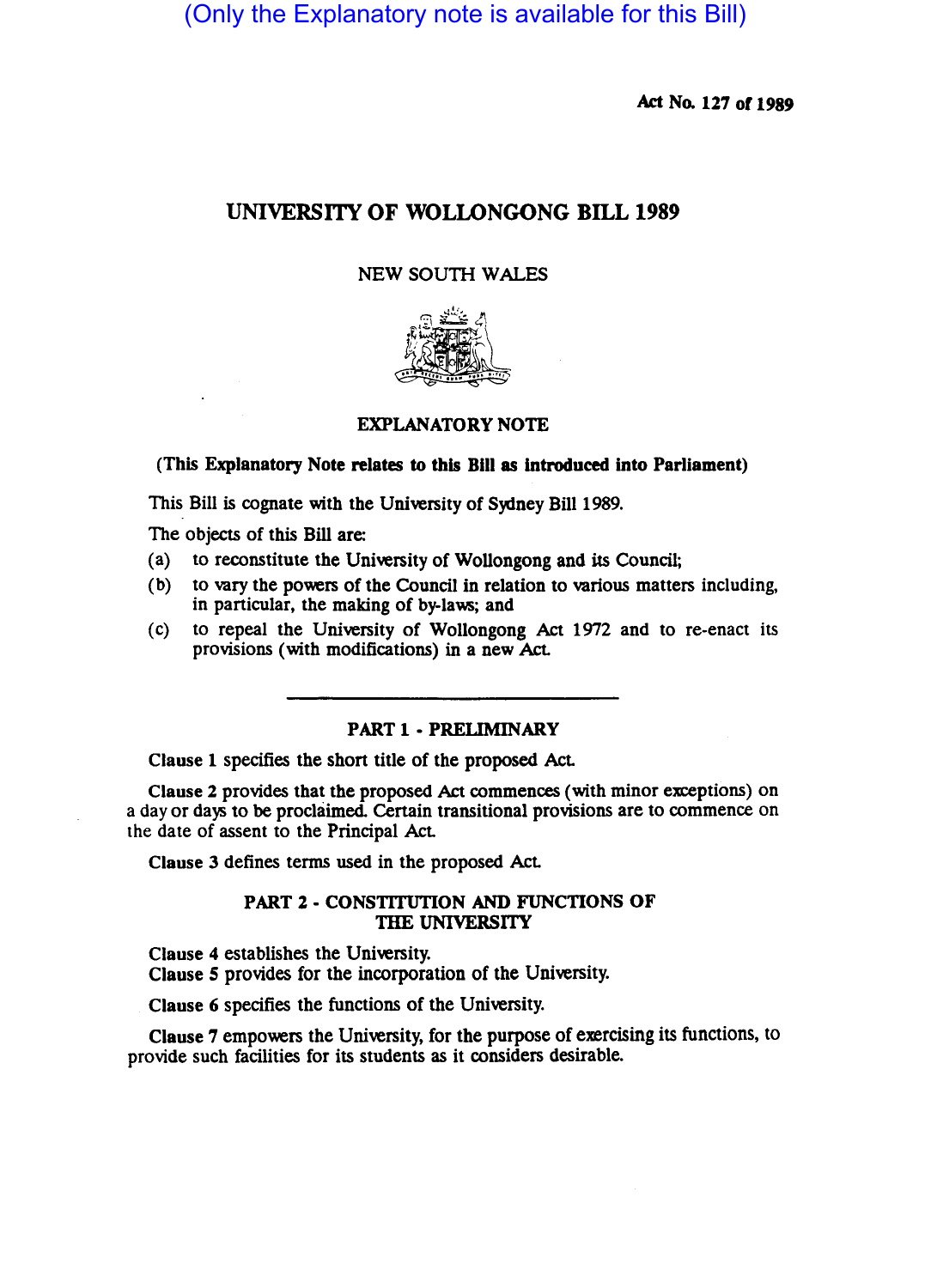(Only the Explanatory note is available for this Bill)

Act No. 127 of 1989

# UNIVERSITY OF WOLLONGONG BILL 1989

NEW SOUTH WALES

## EXPLANATORY NOTE

**(This Explanatory Note relates to this Bill as introduced into Parliament)**

This Bill is cognate with the University of Sydney Bill 1989.

The objects of this Bill are:

(a) to reconstitute the University of Wollongong and its Council;

(b) to vary the powers of the Council in relation to various matters including, in particular, the making of by-laws; and

(c) to repeal the University of Wollongong Act 1972 and to re-enact its provisions (with modifications) in a new Act.

### PART 1 - PRELIMINARY

**Clause 1** specifies the short title of the proposed Act.

**Clause 2** provides that the proposed Act commences (with minor exceptions) on a day or days to be proclaimed. Certain transitional provisions are to commence on the date of assent to the Principal Act.

**Clause 3** defines terms used in the proposed Act.

### PART 2 - CONSTITUTION AND FUNCTIONS OF THE UNIVERSITY

**Clause 4** establishes the University.

**Clause 5** provides for the incorporation of the University.

**Clause 6** specifies the functions of the University.

**Clause 7** empowers the University, for the purpose of exercising its functions, to provide such facilities for its students as it considers desirable.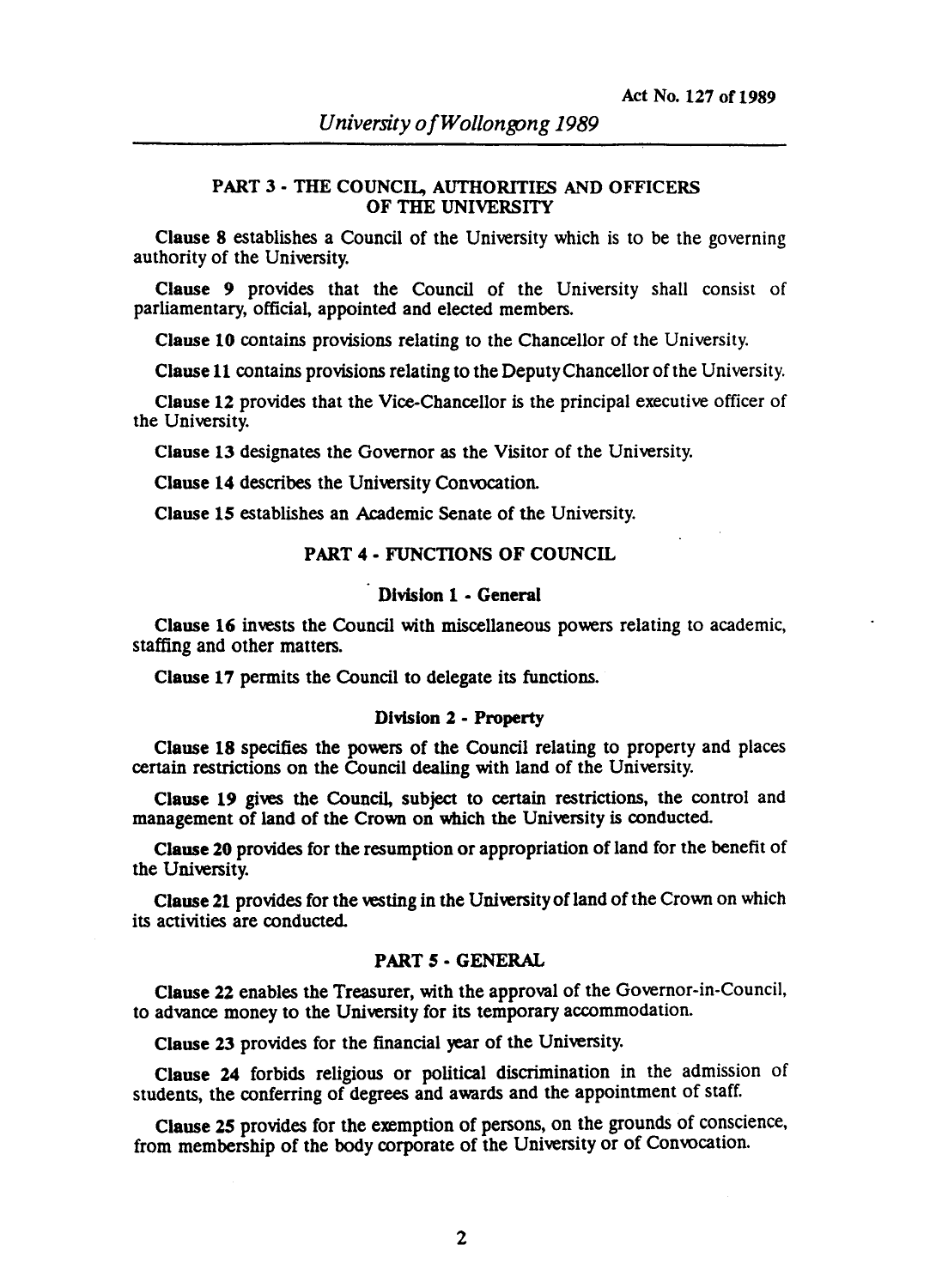## PART 3 - THE COUNCIL, AUTHORITIES AND OFFICERS OF THE UNIVERSITY

**Clause 8** establishes a Council of the University which is to be the governing authority of the University.

**Clause 9** provides that the Council of the University shall consist of parliamentary, official, appointed and elected members.

**Clause 10** contains provisions relating to the Chancellor of the University.

**Clause 11** contains provisions relating to the Deputy Chancellor of the University.

**Clause 12** provides that the Vice-Chancellor is the principal executive officer of the University.

**Clause 13** designates the Governor as the Visitor of the University.

**Clause 14** describes the University Convocation.

**Clause 15** establishes an Academic Senate of the University.

## PART 4 - FUNCTIONS OF COUNCIL

### Division 1 - General

**Clause 16** invests the Council with miscellaneous powers relating to academic, staffing and other matters.

**Clause 17** permits the Council to delegate its functions.

### Division 2 - Property

**Clause 18** specifies the powers of the Council relating to property and places certain restrictions on the Council dealing with land of the University.

**Clause 19** gives the Council, subject to certain restrictions, the control and management of land of the Crown on which the University is conducted.

**Clause 20** provides for the resumption or appropriation of land for the benefit of the University.

**Clause 21** provides for the vesting in the University of land of the Crown on which its activities are conducted.

## PART 5 - GENERAL

**Clause 22** enables the Treasurer, with the approval of the Governor-in-Council, to advance money to the University for its temporary accommodation.

**Clause 23** provides for the financial year of the University.

**Clause 24** forbids religious or political discrimination in the admission of students, the conferring of degrees and awards and the appointment of staff.

**Clause 25** provides for the exemption of persons, on the grounds of conscience, from membership of the body corporate of the University or of Convocation.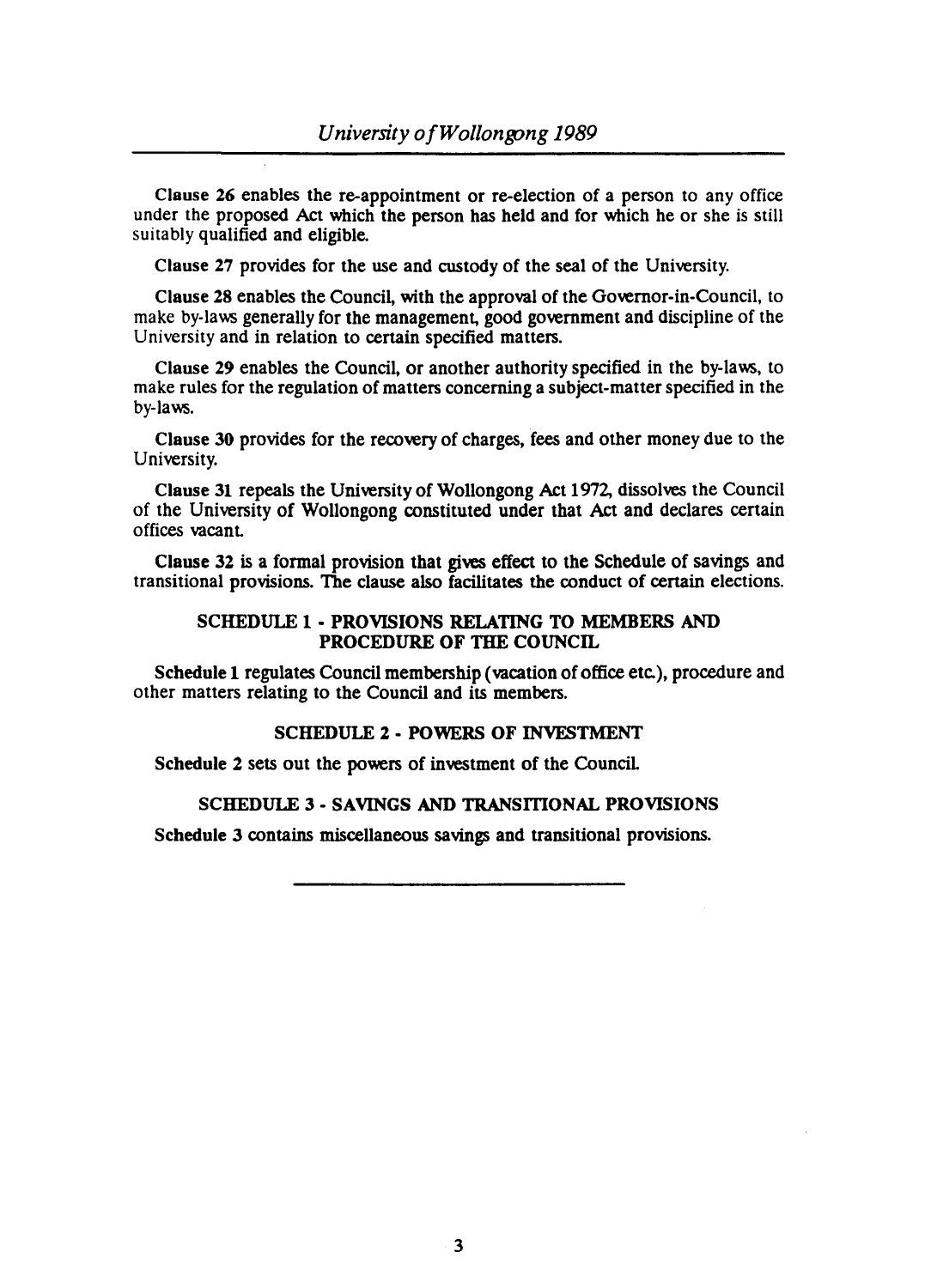**Clause 26** enables the re-appointment or re-election of a person to any office under the proposed Act which the person has held and for which he or she is still suitably qualified and eligible.

**Clause 27** provides for the use and custody of the seal of the University.

**Clause 28** enables the Council, with the approval of the Governor-in-Council, to make by-laws generally for the management, good government and discipline of the University and in relation to certain specified matters.

**Clause 29** enables the Council, or another authority specified in the by-laws, to make rules for the regulation of matters concerning a subject-matter specified in the by-laws.

**Clause 30** provides for the recovery of charges, fees and other money due to the University.

**Clause 31** repeals the University of Wollongong Act 1972, dissolves the Council of the University of Wollongong constituted under that Act and declares certain offices vacant.

**Clause 32** is a formal provision that gives effect to the Schedule of savings and transitional provisions. The clause also facilitates the conduct of certain elections.

## SCHEDULE 1 - PROVISIONS RELATING TO MEMBERS AND PROCEDURE OF THE COUNCIL

**Schedule 1** regulates Council membership (vacation of office etc.), procedure and other matters relating to the Council and its members.

## SCHEDULE 2 - POWERS OF INVESTMENT

**Schedule 2** sets out the powers of investment of the Council.

## SCHEDULE 3 - SAVINGS AND TRANSITIONAL PROVISIONS

**Schedule 3** contains miscellaneous savings and transitional provisions.